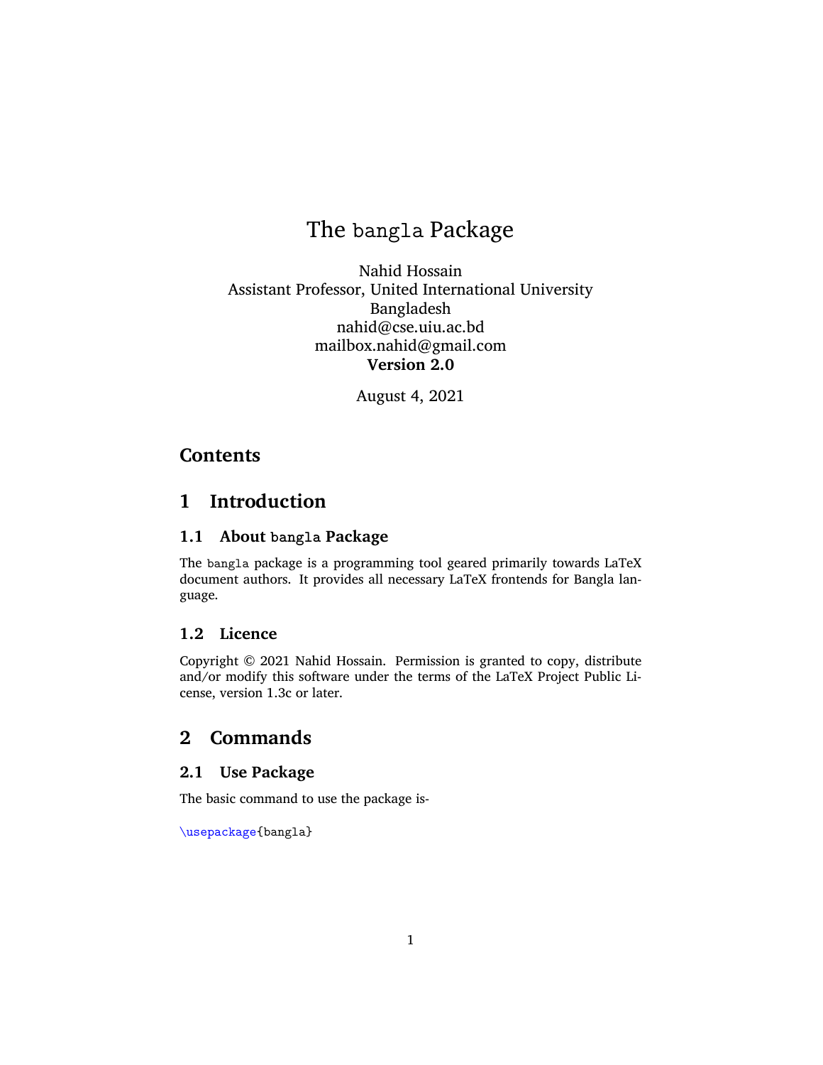# The `bangla` Package

Nahid Hossain
Assistant Professor, United International University
Bangladesh
nahid@cse.uiu.ac.bd
mailbox.nahid@gmail.com
**Version 2.0**

August 4, 2021

## Contents

## 1 Introduction

### 1.1 About `bangla` Package

The `bangla` package is a programming tool geared primarily towards LaTeX document authors. It provides all necessary LaTeX frontends for Bangla language.

### 1.2 Licence

Copyright © 2021 Nahid Hossain. Permission is granted to copy, distribute and/or modify this software under the terms of the LaTeX Project Public License, version 1.3c or later.

## 2 Commands

### 2.1 Use Package

The basic command to use the package is-

```
\usepackage{bangla}
```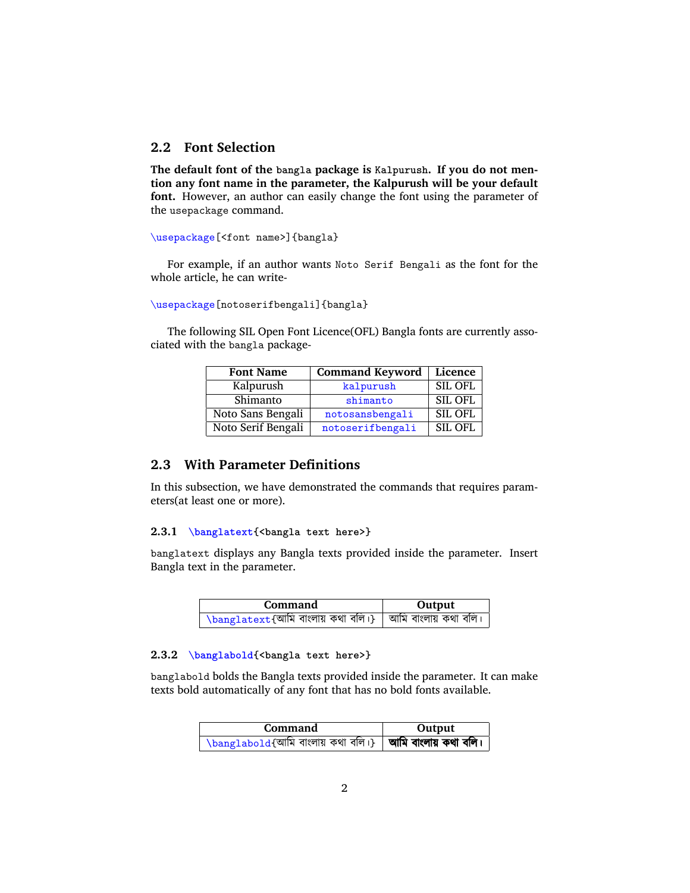## 2.2 Font Selection

**The default font of the `bangla` package is `Kalpurush`. If you do not mention any font name in the parameter, the Kalpurush will be your default font.** However, an author can easily change the font using the parameter of the `usepackage` command.

```
\usepackage[<font name>]{bangla}
```

For example, if an author wants `Noto Serif Bengali` as the font for the whole article, he can write-

```
\usepackage[notoserifbengali]{bangla}
```

The following SIL Open Font Licence(OFL) Bangla fonts are currently associated with the `bangla` package-

| Font Name | Command Keyword | Licence |
|---|---|---|
| Kalpurush | `kalpurush` | SIL OFL |
| Shimanto | `shimanto` | SIL OFL |
| Noto Sans Bengali | `notosansbengali` | SIL OFL |
| Noto Serif Bengali | `notoserifbengali` | SIL OFL |

## 2.3 With Parameter Definitions

In this subsection, we have demonstrated the commands that requires parameters(at least one or more).

### 2.3.1 `\banglatext{<bangla text here>}`

`banglatext` displays any Bangla texts provided inside the parameter. Insert Bangla text in the parameter.

| Command | Output |
|---|---|
| `\banglatext{আমি বাংলায় কথা বলি।}` | আমি বাংলায় কথা বলি। |

### 2.3.2 `\banglabold{<bangla text here>}`

`banglabold` bolds the Bangla texts provided inside the parameter. It can make texts bold automatically of any font that has no bold fonts available.

| Command | Output |
|---|---|
| `\banglabold{আমি বাংলায় কথা বলি।}` | **আমি বাংলায় কথা বলি।** |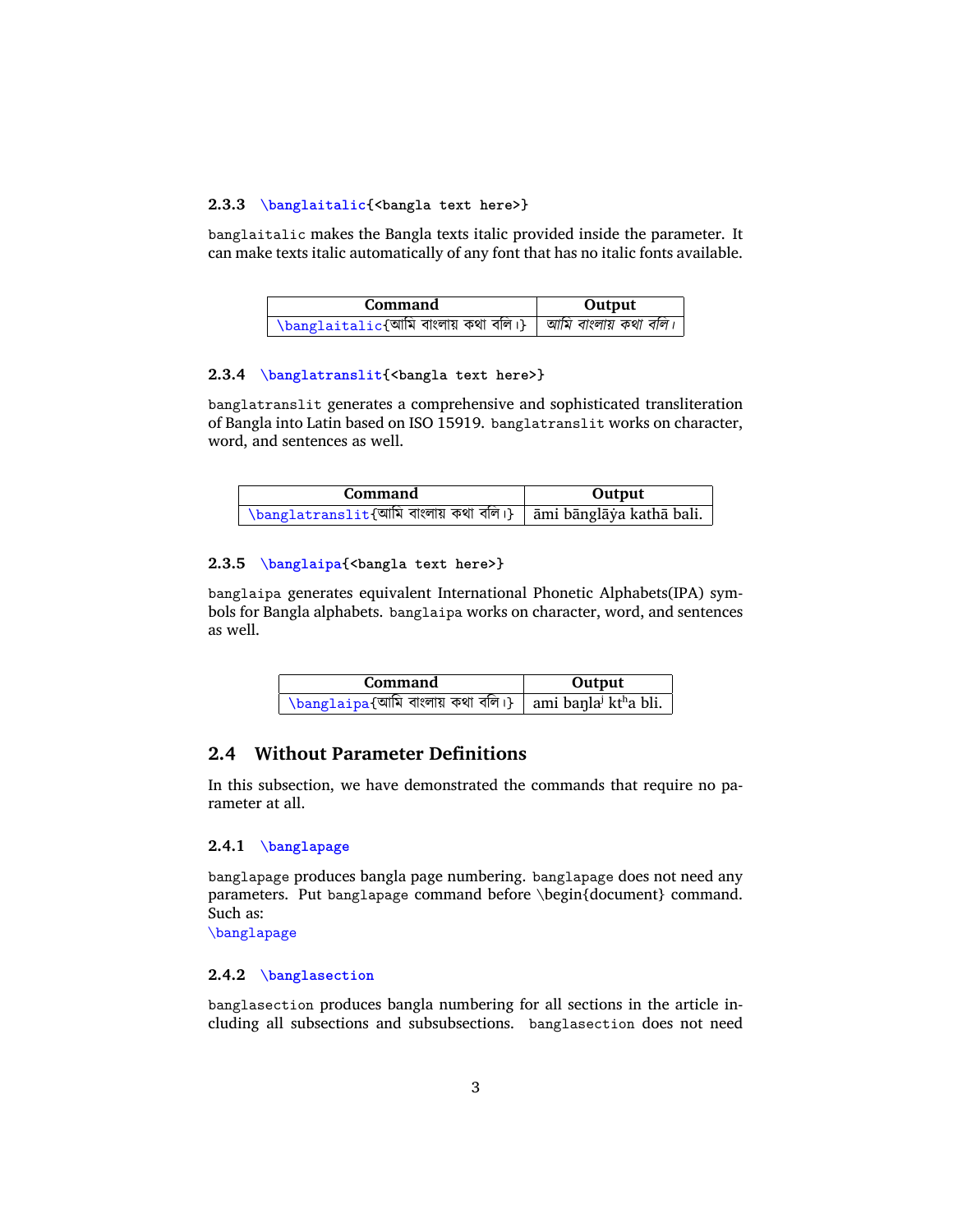### 2.3.3 `\banglaitalic{<bangla text here>}`

`banglaitalic` makes the Bangla texts italic provided inside the parameter. It can make texts italic automatically of any font that has no italic fonts available.

| Command | Output |
|---|---|
| `\banglaitalic{`আমি বাংলায় কথা বলি।`}` | *আমি বাংলায় কথা বলি।* |

### 2.3.4 `\banglatranslit{<bangla text here>}`

`banglatranslit` generates a comprehensive and sophisticated transliteration of Bangla into Latin based on ISO 15919. `banglatranslit` works on character, word, and sentences as well.

| Command | Output |
|---|---|
| `\banglatranslit{`আমি বাংলায় কথা বলি।`}` | āmi bāṅlāẏa kathā bali. |

### 2.3.5 `\banglaipa{<bangla text here>}`

`banglaipa` generates equivalent International Phonetic Alphabets(IPA) symbols for Bangla alphabets. `banglaipa` works on character, word, and sentences as well.

| Command | Output |
|---|---|
| `\banglaipa{`আমি বাংলায় কথা বলি।`}` | ami baŋlaʲ ktʰa bli. |

## 2.4 Without Parameter Definitions

In this subsection, we have demonstrated the commands that require no parameter at all.

### 2.4.1 `\banglapage`

`banglapage` produces bangla page numbering. `banglapage` does not need any parameters. Put `banglapage` command before \begin{document} command. Such as:

`\banglapage`

### 2.4.2 `\banglasection`

`banglasection` produces bangla numbering for all sections in the article including all subsections and subsubsections. `banglasection` does not need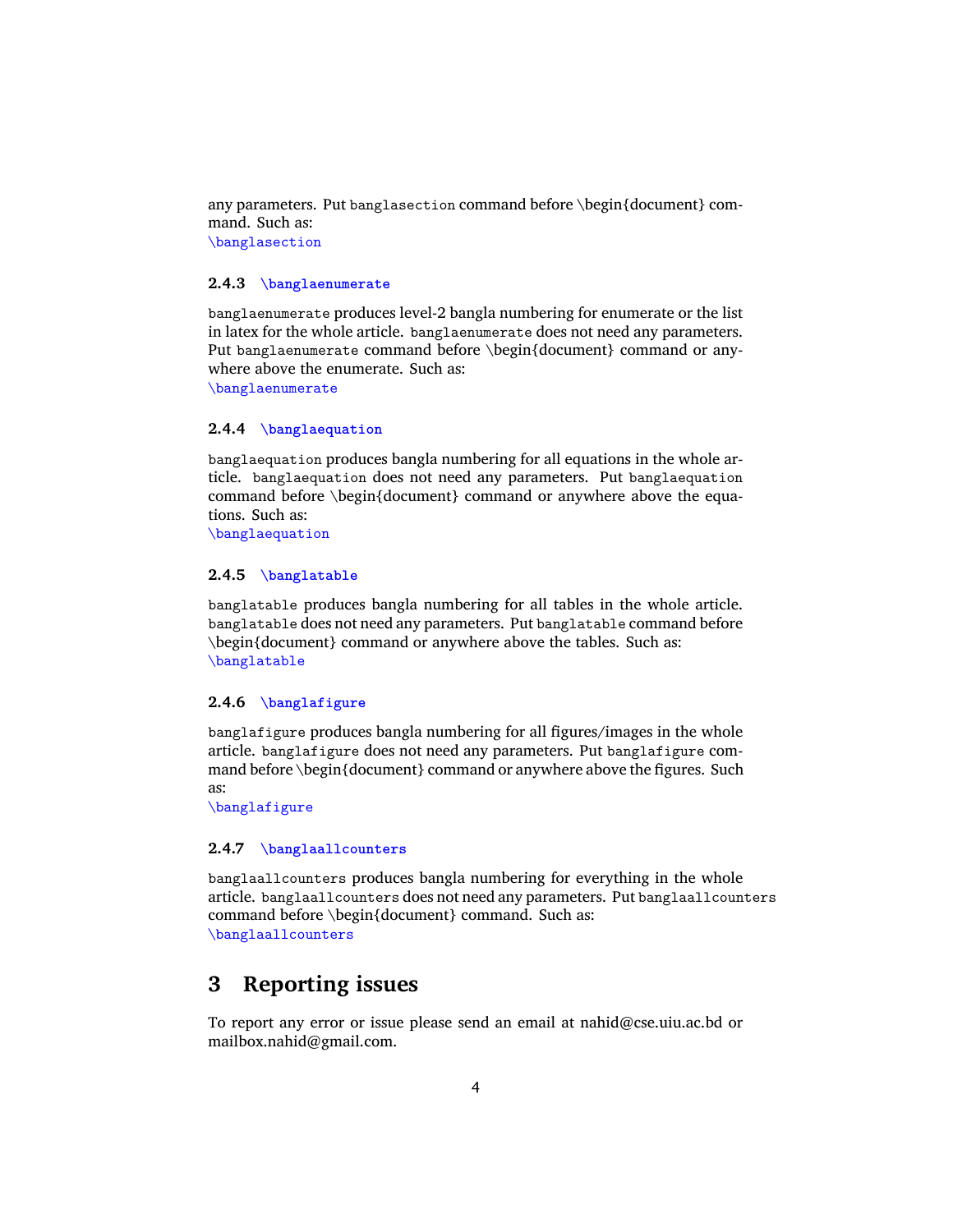any parameters. Put `banglasection` command before \begin{document} command. Such as:
`\banglasection`

### 2.4.3 `\banglaenumerate`

`banglaenumerate` produces level-2 bangla numbering for enumerate or the list in latex for the whole article. `banglaenumerate` does not need any parameters. Put `banglaenumerate` command before \begin{document} command or anywhere above the enumerate. Such as:
`\banglaenumerate`

### 2.4.4 `\banglaequation`

`banglaequation` produces bangla numbering for all equations in the whole article. `banglaequation` does not need any parameters. Put `banglaequation` command before \begin{document} command or anywhere above the equations. Such as:
`\banglaequation`

### 2.4.5 `\banglatable`

`banglatable` produces bangla numbering for all tables in the whole article. `banglatable` does not need any parameters. Put `banglatable` command before \begin{document} command or anywhere above the tables. Such as:
`\banglatable`

### 2.4.6 `\banglafigure`

`banglafigure` produces bangla numbering for all figures/images in the whole article. `banglafigure` does not need any parameters. Put `banglafigure` command before \begin{document} command or anywhere above the figures. Such as:
`\banglafigure`

### 2.4.7 `\banglaallcounters`

`banglaallcounters` produces bangla numbering for everything in the whole article. `banglaallcounters` does not need any parameters. Put `banglaallcounters` command before \begin{document} command. Such as:
`\banglaallcounters`

# 3 Reporting issues

To report any error or issue please send an email at nahid@cse.uiu.ac.bd or mailbox.nahid@gmail.com.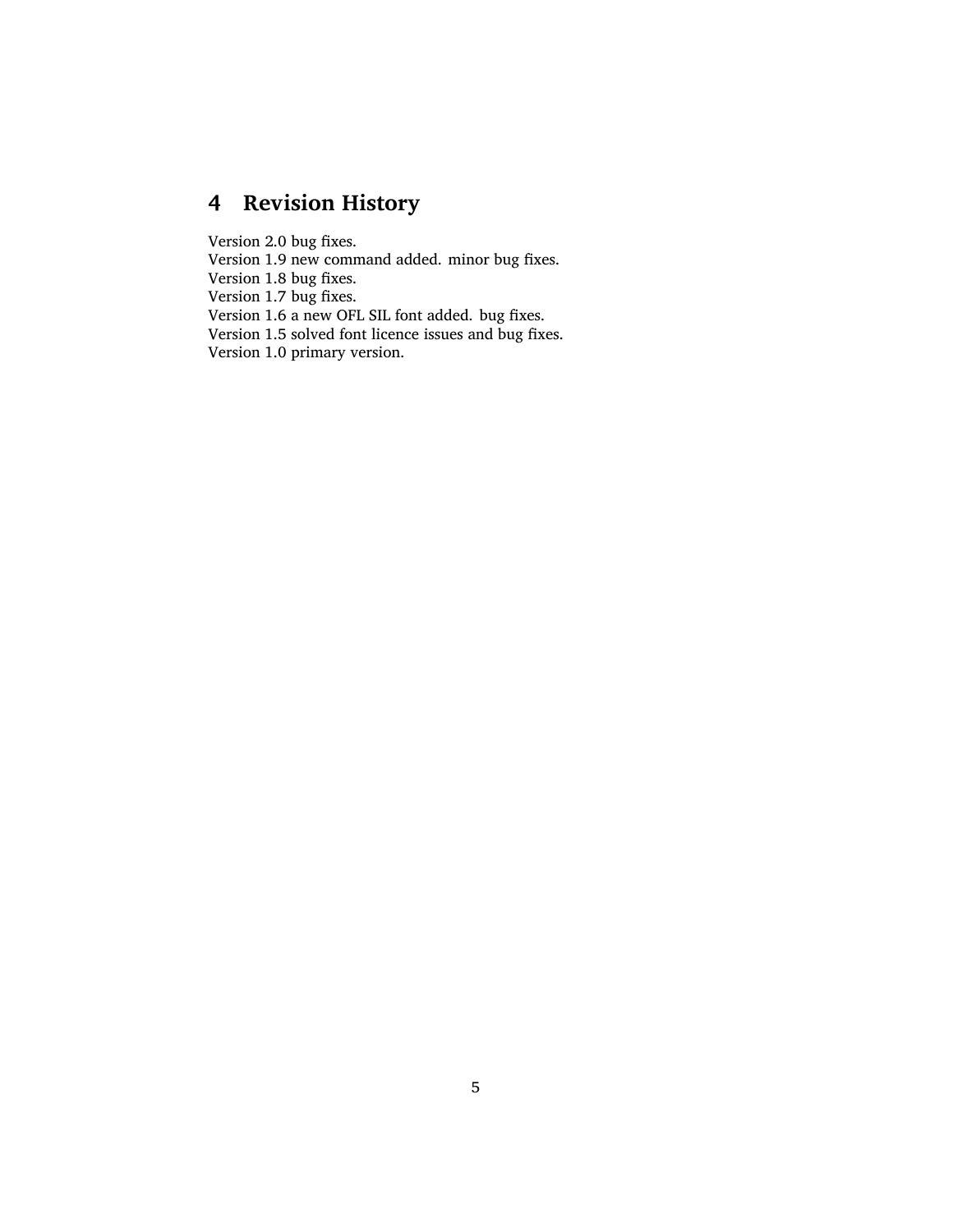## 4 Revision History

Version 2.0 bug fixes.
Version 1.9 new command added. minor bug fixes.
Version 1.8 bug fixes.
Version 1.7 bug fixes.
Version 1.6 a new OFL SIL font added. bug fixes.
Version 1.5 solved font licence issues and bug fixes.
Version 1.0 primary version.